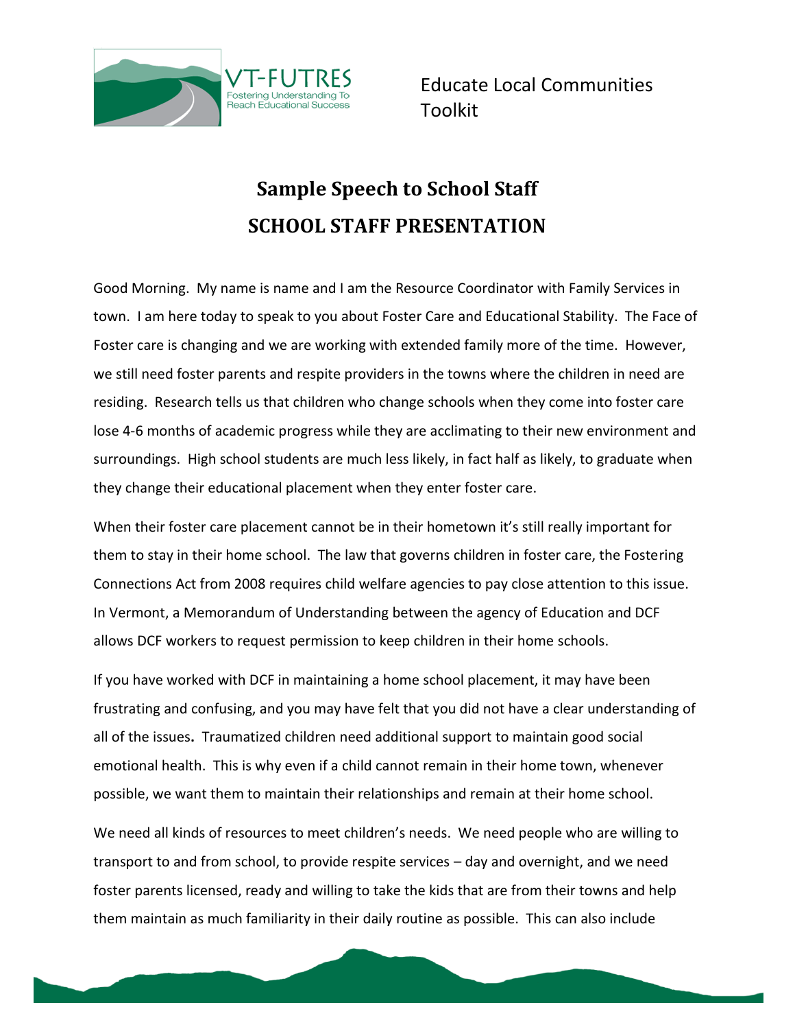VT-FUTRES
Fostering Understanding To Reach Educational Success

Educate Local Communities Toolkit

# Sample Speech to School Staff

# SCHOOL STAFF PRESENTATION

Good Morning. My name is name and I am the Resource Coordinator with Family Services in town. I am here today to speak to you about Foster Care and Educational Stability. The Face of Foster care is changing and we are working with extended family more of the time. However, we still need foster parents and respite providers in the towns where the children in need are residing. Research tells us that children who change schools when they come into foster care lose 4-6 months of academic progress while they are acclimating to their new environment and surroundings. High school students are much less likely, in fact half as likely, to graduate when they change their educational placement when they enter foster care.

When their foster care placement cannot be in their hometown it's still really important for them to stay in their home school. The law that governs children in foster care, the Fostering Connections Act from 2008 requires child welfare agencies to pay close attention to this issue. In Vermont, a Memorandum of Understanding between the agency of Education and DCF allows DCF workers to request permission to keep children in their home schools.

If you have worked with DCF in maintaining a home school placement, it may have been frustrating and confusing, and you may have felt that you did not have a clear understanding of all of the issues**.** Traumatized children need additional support to maintain good social emotional health. This is why even if a child cannot remain in their home town, whenever possible, we want them to maintain their relationships and remain at their home school.

We need all kinds of resources to meet children's needs. We need people who are willing to transport to and from school, to provide respite services – day and overnight, and we need foster parents licensed, ready and willing to take the kids that are from their towns and help them maintain as much familiarity in their daily routine as possible. This can also include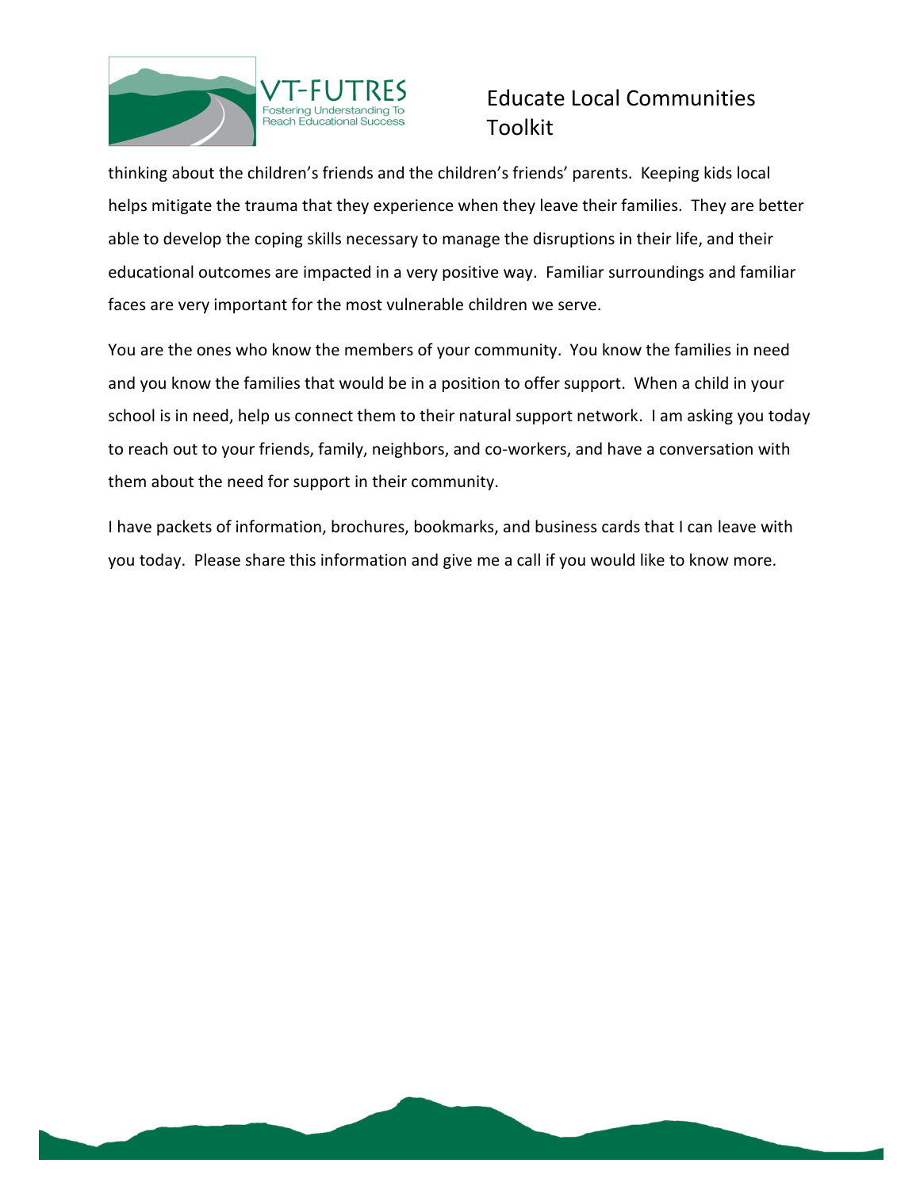thinking about the children's friends and the children's friends' parents. Keeping kids local helps mitigate the trauma that they experience when they leave their families. They are better able to develop the coping skills necessary to manage the disruptions in their life, and their educational outcomes are impacted in a very positive way. Familiar surroundings and familiar faces are very important for the most vulnerable children we serve.

You are the ones who know the members of your community. You know the families in need and you know the families that would be in a position to offer support. When a child in your school is in need, help us connect them to their natural support network. I am asking you today to reach out to your friends, family, neighbors, and co-workers, and have a conversation with them about the need for support in their community.

I have packets of information, brochures, bookmarks, and business cards that I can leave with you today. Please share this information and give me a call if you would like to know more.